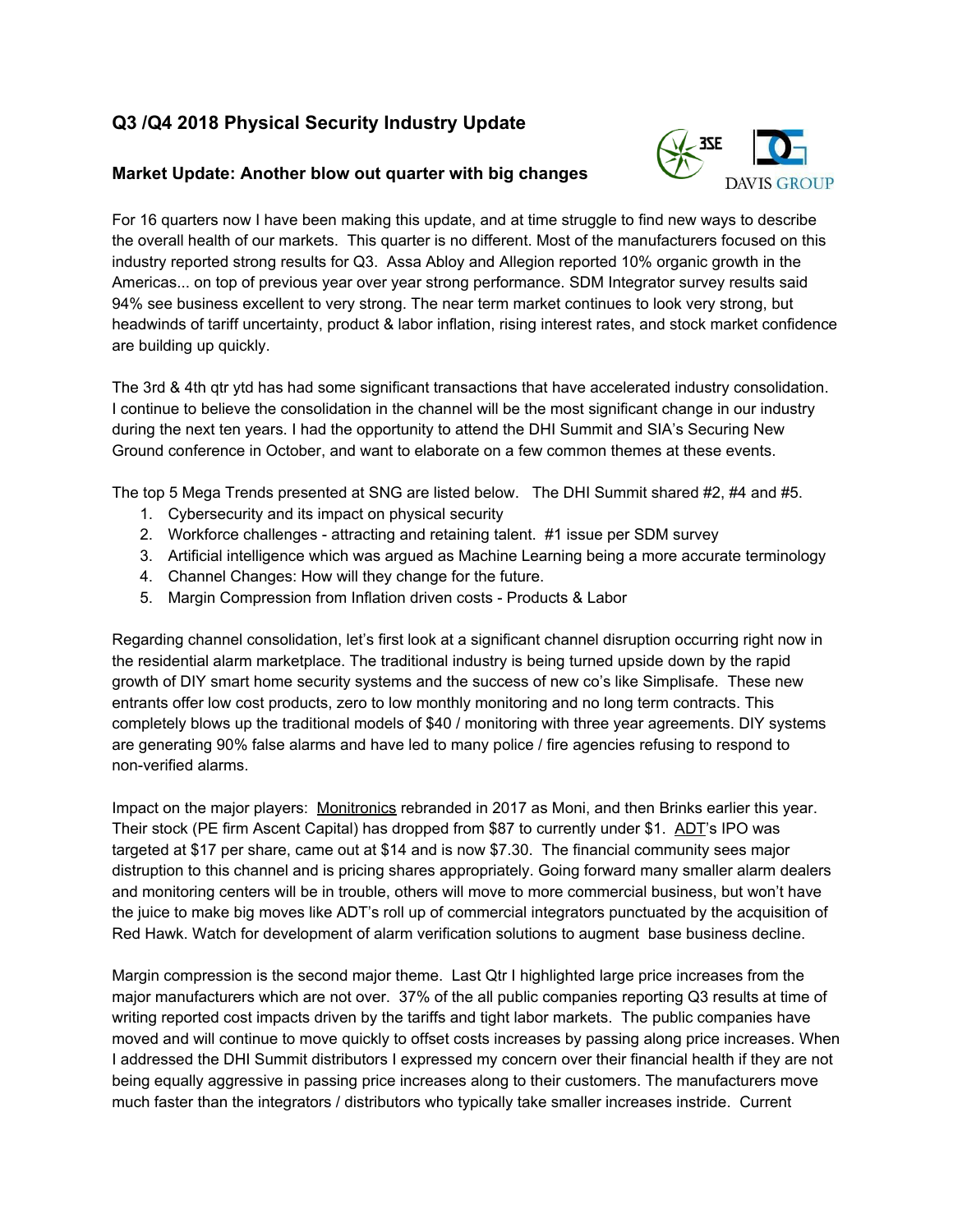## Q3 /Q4 2018 Physical Security Industry Update

### Market Update: Another blow out quarter with big changes

For 16 quarters now I have been making this update, and at time struggle to find new ways to describe the overall health of our markets. This quarter is no different. Most of the manufacturers focused on this industry reported strong results for Q3. Assa Abloy and Allegion reported 10% organic growth in the Americas... on top of previous year over year strong performance. SDM Integrator survey results said 94% see business excellent to very strong. The near term market continues to look very strong, but headwinds of tariff uncertainty, product & labor inflation, rising interest rates, and stock market confidence are building up quickly.

The 3rd & 4th qtr ytd has had some significant transactions that have accelerated industry consolidation. I continue to believe the consolidation in the channel will be the most significant change in our industry during the next ten years. I had the opportunity to attend the DHI Summit and SIA's Securing New Ground conference in October, and want to elaborate on a few common themes at these events.

The top 5 Mega Trends presented at SNG are listed below. The DHI Summit shared #2, #4 and #5.

1. Cybersecurity and its impact on physical security
2. Workforce challenges - attracting and retaining talent. #1 issue per SDM survey
3. Artificial intelligence which was argued as Machine Learning being a more accurate terminology
4. Channel Changes: How will they change for the future.
5. Margin Compression from Inflation driven costs - Products & Labor

Regarding channel consolidation, let's first look at a significant channel disruption occurring right now in the residential alarm marketplace. The traditional industry is being turned upside down by the rapid growth of DIY smart home security systems and the success of new co's like Simplisafe. These new entrants offer low cost products, zero to low monthly monitoring and no long term contracts. This completely blows up the traditional models of $40 / monitoring with three year agreements. DIY systems are generating 90% false alarms and have led to many police / fire agencies refusing to respond to non-verified alarms.

Impact on the major players: Monitronics rebranded in 2017 as Moni, and then Brinks earlier this year. Their stock (PE firm Ascent Capital) has dropped from $87 to currently under $1. ADT's IPO was targeted at $17 per share, came out at $14 and is now $7.30. The financial community sees major distruption to this channel and is pricing shares appropriately. Going forward many smaller alarm dealers and monitoring centers will be in trouble, others will move to more commercial business, but won't have the juice to make big moves like ADT's roll up of commercial integrators punctuated by the acquisition of Red Hawk. Watch for development of alarm verification solutions to augment base business decline.

Margin compression is the second major theme. Last Qtr I highlighted large price increases from the major manufacturers which are not over. 37% of the all public companies reporting Q3 results at time of writing reported cost impacts driven by the tariffs and tight labor markets. The public companies have moved and will continue to move quickly to offset costs increases by passing along price increases. When I addressed the DHI Summit distributors I expressed my concern over their financial health if they are not being equally aggressive in passing price increases along to their customers. The manufacturers move much faster than the integrators / distributors who typically take smaller increases instride. Current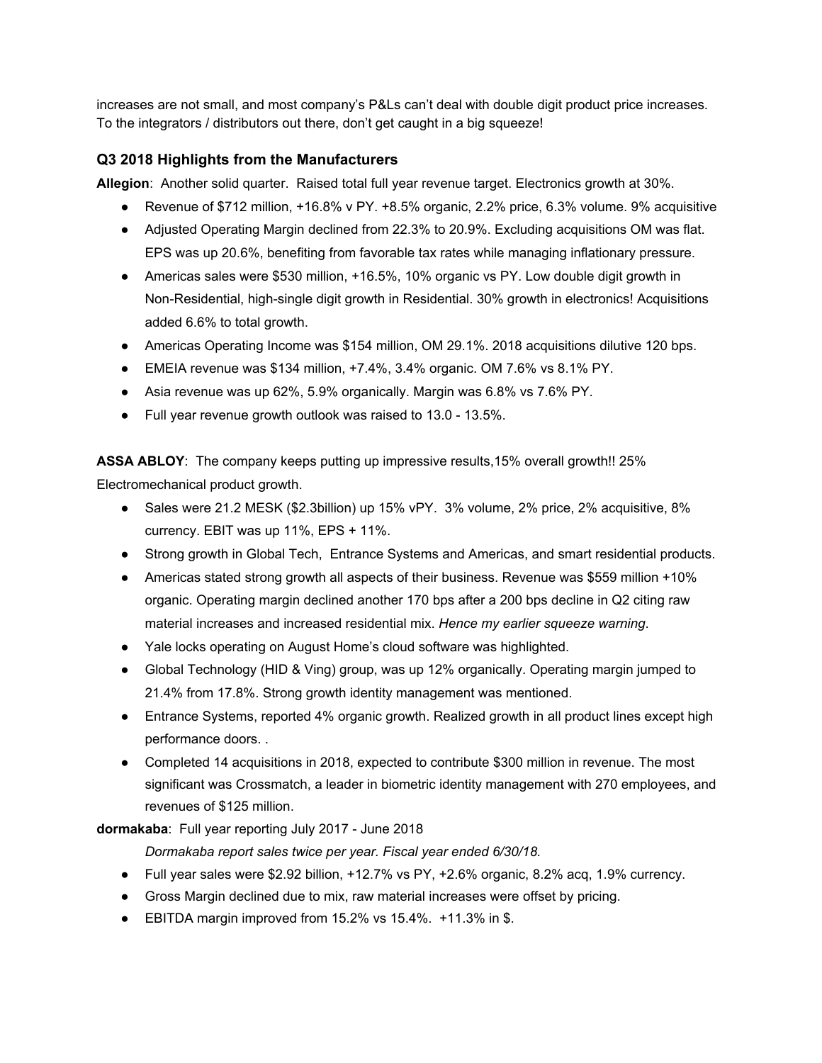increases are not small, and most company's P&Ls can't deal with double digit product price increases. To the integrators / distributors out there, don't get caught in a big squeeze!

### Q3 2018 Highlights from the Manufacturers

**Allegion**: Another solid quarter. Raised total full year revenue target. Electronics growth at 30%.

- Revenue of $712 million, +16.8% v PY. +8.5% organic, 2.2% price, 6.3% volume. 9% acquisitive
- Adjusted Operating Margin declined from 22.3% to 20.9%. Excluding acquisitions OM was flat. EPS was up 20.6%, benefiting from favorable tax rates while managing inflationary pressure.
- Americas sales were $530 million, +16.5%, 10% organic vs PY. Low double digit growth in Non-Residential, high-single digit growth in Residential. 30% growth in electronics! Acquisitions added 6.6% to total growth.
- Americas Operating Income was $154 million, OM 29.1%. 2018 acquisitions dilutive 120 bps.
- EMEIA revenue was $134 million, +7.4%, 3.4% organic. OM 7.6% vs 8.1% PY.
- Asia revenue was up 62%, 5.9% organically. Margin was 6.8% vs 7.6% PY.
- Full year revenue growth outlook was raised to 13.0 - 13.5%.

**ASSA ABLOY**: The company keeps putting up impressive results,15% overall growth!! 25% Electromechanical product growth.

- Sales were 21.2 MESK ($2.3billion) up 15% vPY. 3% volume, 2% price, 2% acquisitive, 8% currency. EBIT was up 11%, EPS + 11%.
- Strong growth in Global Tech, Entrance Systems and Americas, and smart residential products.
- Americas stated strong growth all aspects of their business. Revenue was $559 million +10% organic. Operating margin declined another 170 bps after a 200 bps decline in Q2 citing raw material increases and increased residential mix. *Hence my earlier squeeze warning*.
- Yale locks operating on August Home's cloud software was highlighted.
- Global Technology (HID & Ving) group, was up 12% organically. Operating margin jumped to 21.4% from 17.8%. Strong growth identity management was mentioned.
- Entrance Systems, reported 4% organic growth. Realized growth in all product lines except high performance doors. .
- Completed 14 acquisitions in 2018, expected to contribute $300 million in revenue. The most significant was Crossmatch, a leader in biometric identity management with 270 employees, and revenues of $125 million.

**dormakaba**: Full year reporting July 2017 - June 2018

*Dormakaba report sales twice per year. Fiscal year ended 6/30/18.*

- Full year sales were $2.92 billion, +12.7% vs PY, +2.6% organic, 8.2% acq, 1.9% currency.
- Gross Margin declined due to mix, raw material increases were offset by pricing.
- EBITDA margin improved from 15.2% vs 15.4%. +11.3% in $.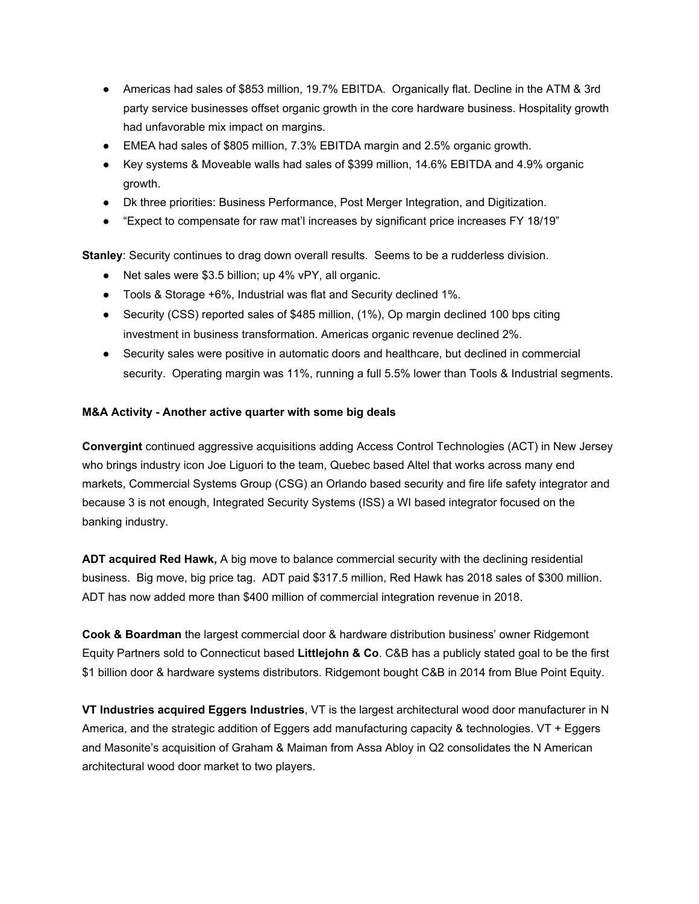- Americas had sales of $853 million, 19.7% EBITDA. Organically flat. Decline in the ATM & 3rd party service businesses offset organic growth in the core hardware business. Hospitality growth had unfavorable mix impact on margins.
- EMEA had sales of $805 million, 7.3% EBITDA margin and 2.5% organic growth.
- Key systems & Moveable walls had sales of $399 million, 14.6% EBITDA and 4.9% organic growth.
- Dk three priorities: Business Performance, Post Merger Integration, and Digitization.
- "Expect to compensate for raw mat'l increases by significant price increases FY 18/19"

**Stanley**: Security continues to drag down overall results. Seems to be a rudderless division.

- Net sales were $3.5 billion; up 4% vPY, all organic.
- Tools & Storage +6%, Industrial was flat and Security declined 1%.
- Security (CSS) reported sales of $485 million, (1%), Op margin declined 100 bps citing investment in business transformation. Americas organic revenue declined 2%.
- Security sales were positive in automatic doors and healthcare, but declined in commercial security. Operating margin was 11%, running a full 5.5% lower than Tools & Industrial segments.

**M&A Activity - Another active quarter with some big deals**

**Convergint** continued aggressive acquisitions adding Access Control Technologies (ACT) in New Jersey who brings industry icon Joe Liguori to the team, Quebec based Altel that works across many end markets, Commercial Systems Group (CSG) an Orlando based security and fire life safety integrator and because 3 is not enough, Integrated Security Systems (ISS) a WI based integrator focused on the banking industry.

**ADT acquired Red Hawk,** A big move to balance commercial security with the declining residential business. Big move, big price tag. ADT paid $317.5 million, Red Hawk has 2018 sales of $300 million. ADT has now added more than $400 million of commercial integration revenue in 2018.

**Cook & Boardman** the largest commercial door & hardware distribution business' owner Ridgemont Equity Partners sold to Connecticut based **Littlejohn & Co**. C&B has a publicly stated goal to be the first $1 billion door & hardware systems distributors. Ridgemont bought C&B in 2014 from Blue Point Equity.

**VT Industries acquired Eggers Industries**, VT is the largest architectural wood door manufacturer in N America, and the strategic addition of Eggers add manufacturing capacity & technologies. VT + Eggers and Masonite's acquisition of Graham & Maiman from Assa Abloy in Q2 consolidates the N American architectural wood door market to two players.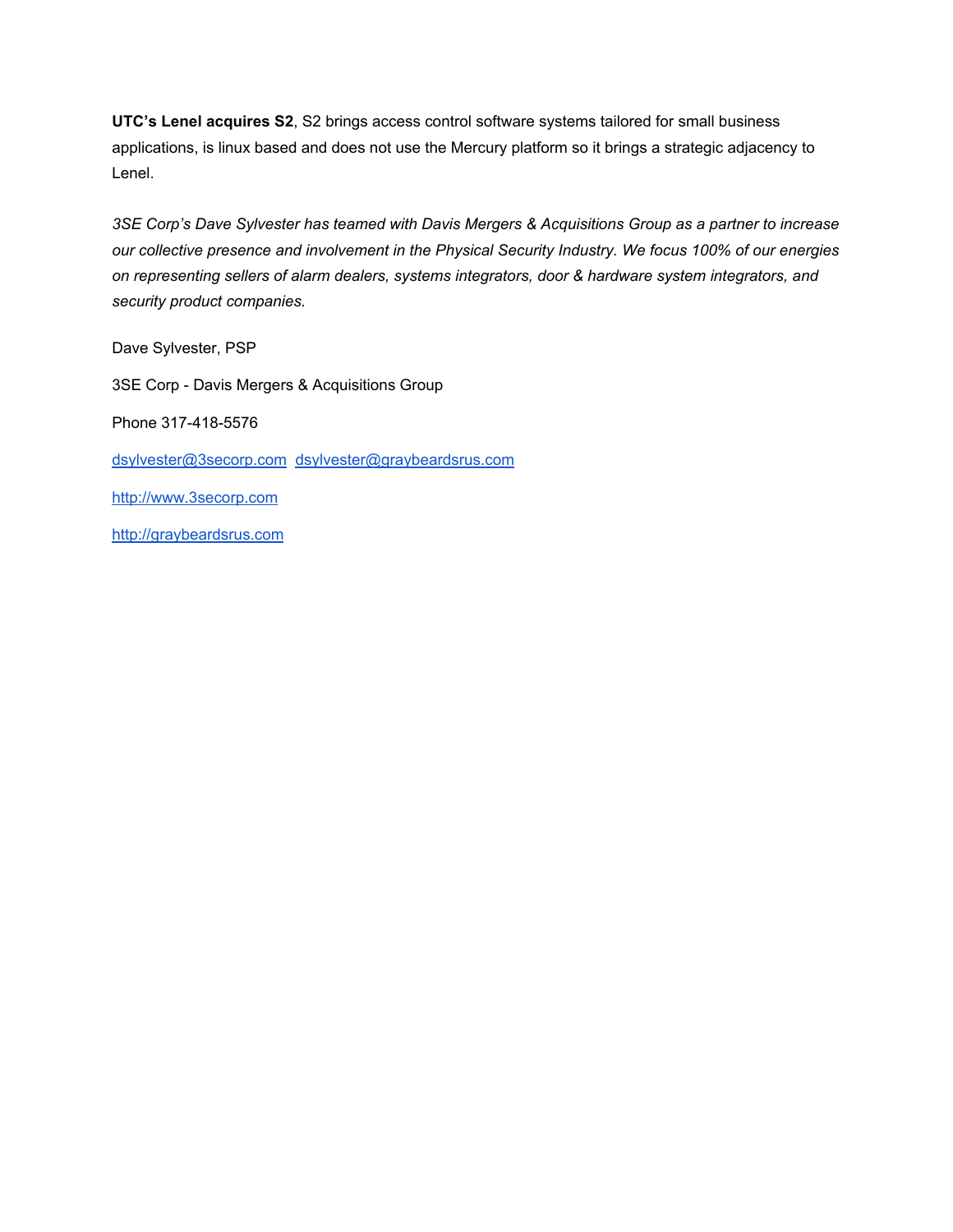**UTC's Lenel acquires S2**, S2 brings access control software systems tailored for small business applications, is linux based and does not use the Mercury platform so it brings a strategic adjacency to Lenel.

*3SE Corp's Dave Sylvester has teamed with Davis Mergers & Acquisitions Group as a partner to increase our collective presence and involvement in the Physical Security Industry. We focus 100% of our energies on representing sellers of alarm dealers, systems integrators, door & hardware system integrators, and security product companies.*

Dave Sylvester, PSP

3SE Corp - Davis Mergers & Acquisitions Group

Phone 317-418-5576

dsylvester@3secorp.com  dsylvester@graybeardsrus.com

http://www.3secorp.com

http://graybeardsrus.com